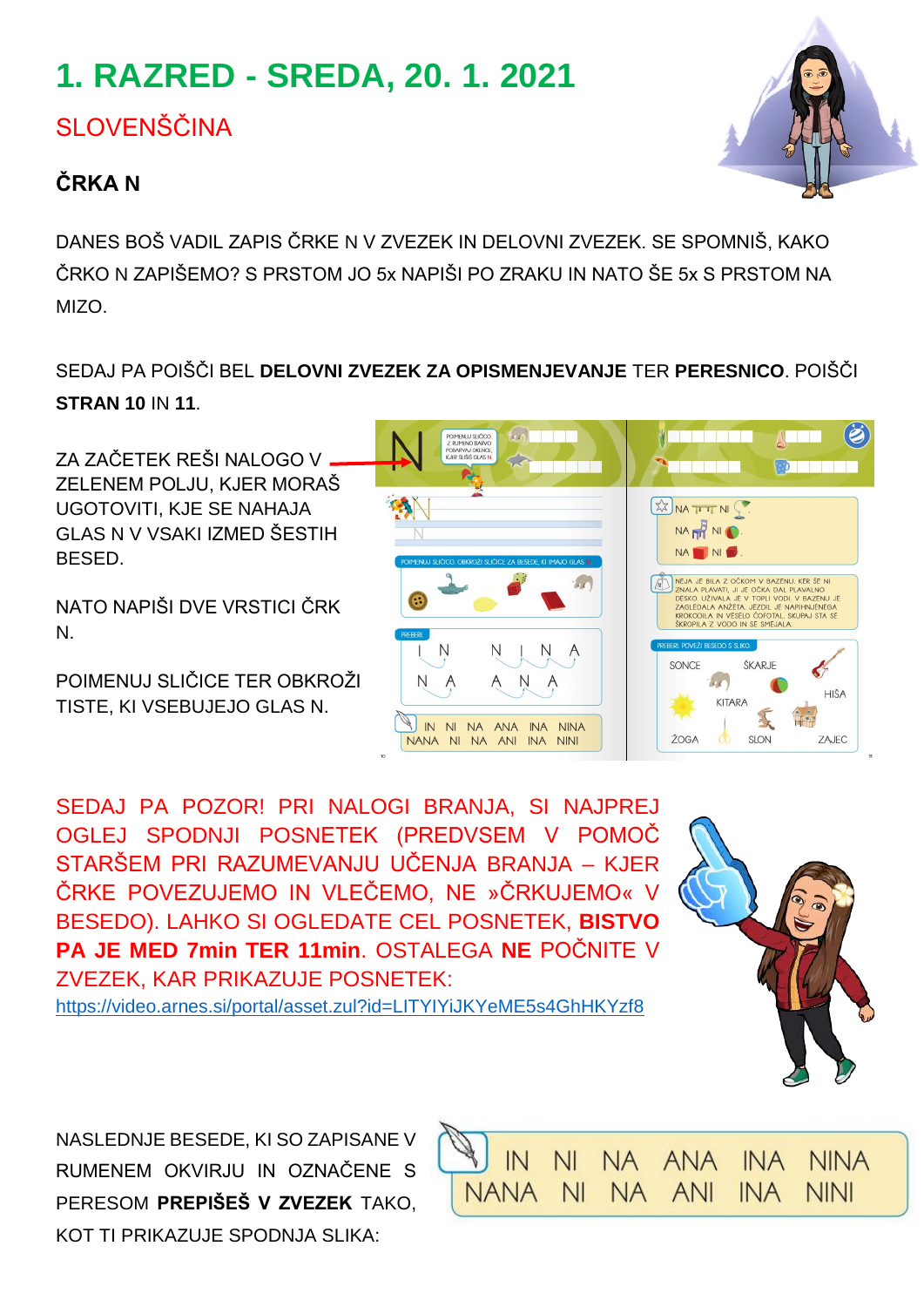# 1. RAZRED - SREDA, 20. 1. 2021

## SLOVENŠČINA

### ČRKA N

DANES BOŠ VADIL ZAPIS ČRKE N V ZVEZEK IN DELOVNI ZVEZEK. SE SPOMNIŠ, KAKO ČRKO N ZAPIŠEMO? S PRSTOM JO 5x NAPIŠI PO ZRAKU IN NATO ŠE 5x S PRSTOM NA MIZO.

SEDAJ PA POIŠČI BEL **DELOVNI ZVEZEK ZA OPISMENJEVANJE** TER **PERESNICO**. POIŠČI **STRAN 10** IN **11**.

ZA ZAČETEK REŠI NALOGO V ZELENEM POLJU, KJER MORAŠ UGOTOVITI, KJE SE NAHAJA GLAS N V VSAKI IZMED ŠESTIH BESED.

NATO NAPIŠI DVE VRSTICI ČRK N.

POIMENUJ SLIČICE TER OBKROŽI TISTE, KI VSEBUJEJO GLAS N.

SEDAJ PA POZOR! PRI NALOGI BRANJA, SI NAJPREJ OGLEJ SPODNJI POSNETEK (PREDVSEM V POMOČ STARŠEM PRI RAZUMEVANJU UČENJA BRANJA – KJER ČRKE POVEZUJEMO IN VLEČEMO, NE »ČRKUJEMO« V BESEDO). LAHKO SI OGLEDATE CEL POSNETEK, **BISTVO PA JE MED 7min TER 11min**. OSTALEGA **NE** POČNITE V ZVEZEK, KAR PRIKAZUJE POSNETEK:
https://video.arnes.si/portal/asset.zul?id=LITYIYiJKYeME5s4GhHKYzf8

NASLEDNJE BESEDE, KI SO ZAPISANE V RUMENEM OKVIRJU IN OZNAČENE S PERESOM **PREPIŠEŠ V ZVEZEK** TAKO, KOT TI PRIKAZUJE SPODNJA SLIKA:

IN NI NA ANA INA NINA
NANA NI NA ANI INA NINI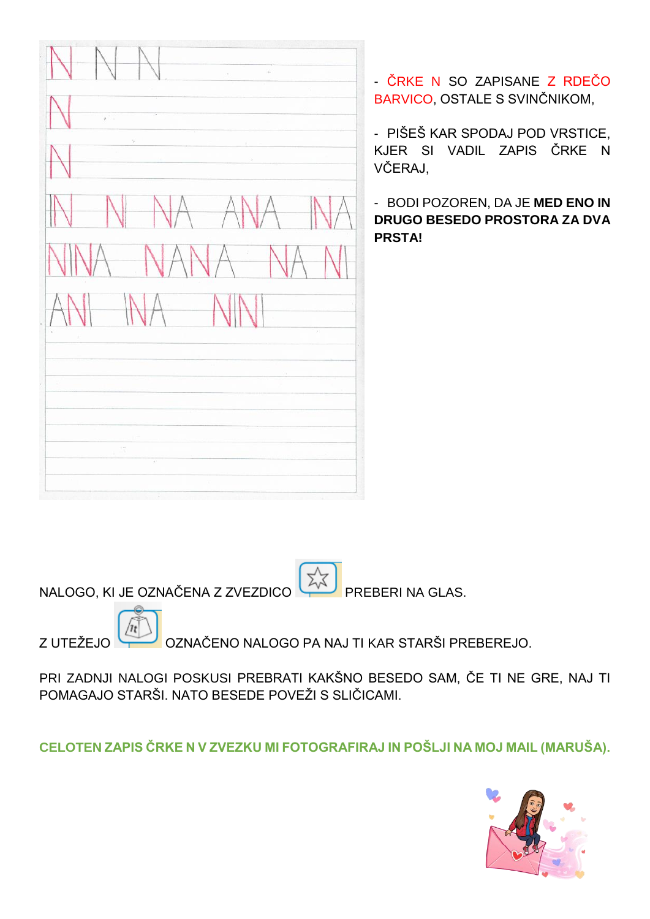- ČRKE N SO ZAPISANE Z RDEČO BARVICO, OSTALE S SVINČNIKOM,

- PIŠEŠ KAR SPODAJ POD VRSTICE, KJER SI VADIL ZAPIS ČRKE N VČERAJ,

- BODI POZOREN, DA JE **MED ENO IN DRUGO BESEDO PROSTORA ZA DVA PRSTA!**

NALOGO, KI JE OZNAČENA Z ZVEZDICO PREBERI NA GLAS.

Z UTEŽEJO OZNAČENO NALOGO PA NAJ TI KAR STARŠI PREBEREJO.

PRI ZADNJI NALOGI POSKUSI PREBRATI KAKŠNO BESEDO SAM, ČE TI NE GRE, NAJ TI POMAGAJO STARŠI. NATO BESEDE POVEŽI S SLIČICAMI.

**CELOTEN ZAPIS ČRKE N V ZVEZKU MI FOTOGRAFIRAJ IN POŠLJI NA MOJ MAIL (MARUŠA).**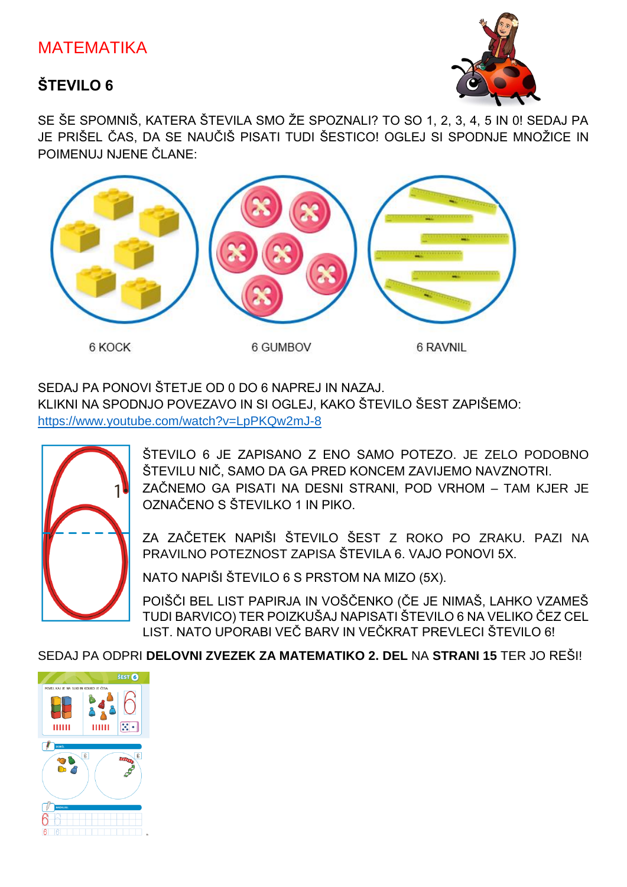# MATEMATIKA

## ŠTEVILO 6

SE ŠE SPOMNIŠ, KATERA ŠTEVILA SMO ŽE SPOZNALI? TO SO 1, 2, 3, 4, 5 IN 0! SEDAJ PA JE PRIŠEL ČAS, DA SE NAUČIŠ PISATI TUDI ŠESTICO! OGLEJ SI SPODNJE MNOŽICE IN POIMENUJ NJENE ČLANE:

6 KOCK

6 GUMBOV

6 RAVNIL

SEDAJ PA PONOVI ŠTETJE OD 0 DO 6 NAPREJ IN NAZAJ.
KLIKNI NA SPODNJO POVEZAVO IN SI OGLEJ, KAKO ŠTEVILO ŠEST ZAPIŠEMO:
https://www.youtube.com/watch?v=LpPKQw2mJ-8

ŠTEVILO 6 JE ZAPISANO Z ENO SAMO POTEZO. JE ZELO PODOBNO ŠTEVILU NIČ, SAMO DA GA PRED KONCEM ZAVIJEMO NAVZNOTRI. ZAČNEMO GA PISATI NA DESNI STRANI, POD VRHOM – TAM KJER JE OZNAČENO S ŠTEVILKO 1 IN PIKO.

ZA ZAČETEK NAPIŠI ŠTEVILO ŠEST Z ROKO PO ZRAKU. PAZI NA PRAVILNO POTEZNOST ZAPISA ŠTEVILA 6. VAJO PONOVI 5X.

NATO NAPIŠI ŠTEVILO 6 S PRSTOM NA MIZO (5X).

POIŠČI BEL LIST PAPIRJA IN VOŠČENKO (ČE JE NIMAŠ, LAHKO VZAMEŠ TUDI BARVICO) TER POIZKUŠAJ NAPISATI ŠTEVILO 6 NA VELIKO ČEZ CEL LIST. NATO UPORABI VEČ BARV IN VEČKRAT PREVLECI ŠTEVILO 6!

SEDAJ PA ODPRI **DELOVNI ZVEZEK ZA MATEMATIKO 2. DEL** NA **STRANI 15** TER JO REŠI!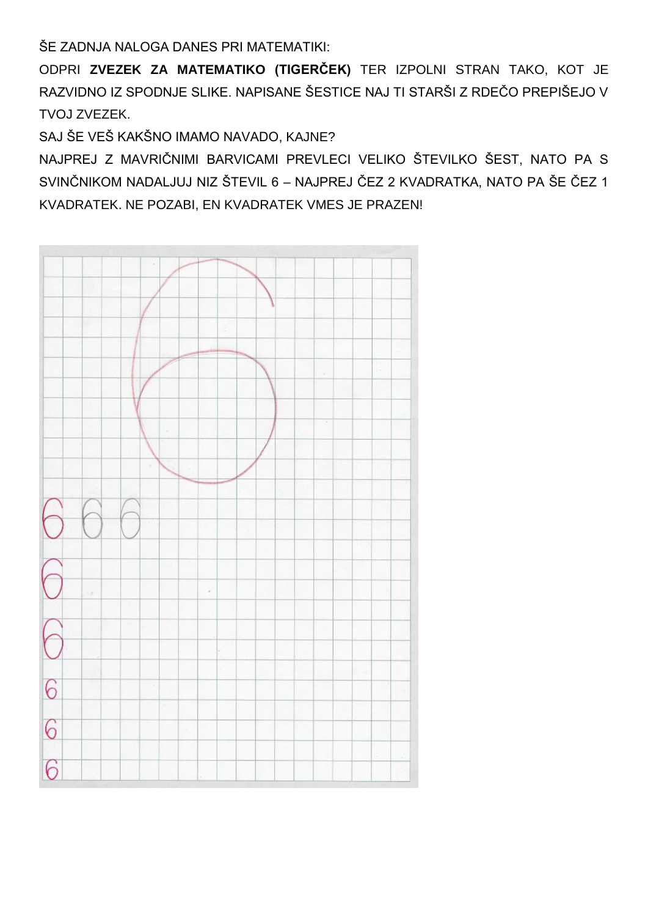ŠE ZADNJA NALOGA DANES PRI MATEMATIKI:

ODPRI **ZVEZEK ZA MATEMATIKO (TIGERČEK)** TER IZPOLNI STRAN TAKO, KOT JE RAZVIDNO IZ SPODNJE SLIKE. NAPISANE ŠESTICE NAJ TI STARŠI Z RDEČO PREPIŠEJO V TVOJ ZVEZEK.

SAJ ŠE VEŠ KAKŠNO IMAMO NAVADO, KAJNE?

NAJPREJ Z MAVRIČNIMI BARVICAMI PREVLECI VELIKO ŠTEVILKO ŠEST, NATO PA S SVINČNIKOM NADALJUJ NIZ ŠTEVIL 6 – NAJPREJ ČEZ 2 KVADRATKA, NATO PA ŠE ČEZ 1 KVADRATEK. NE POZABI, EN KVADRATEK VMES JE PRAZEN!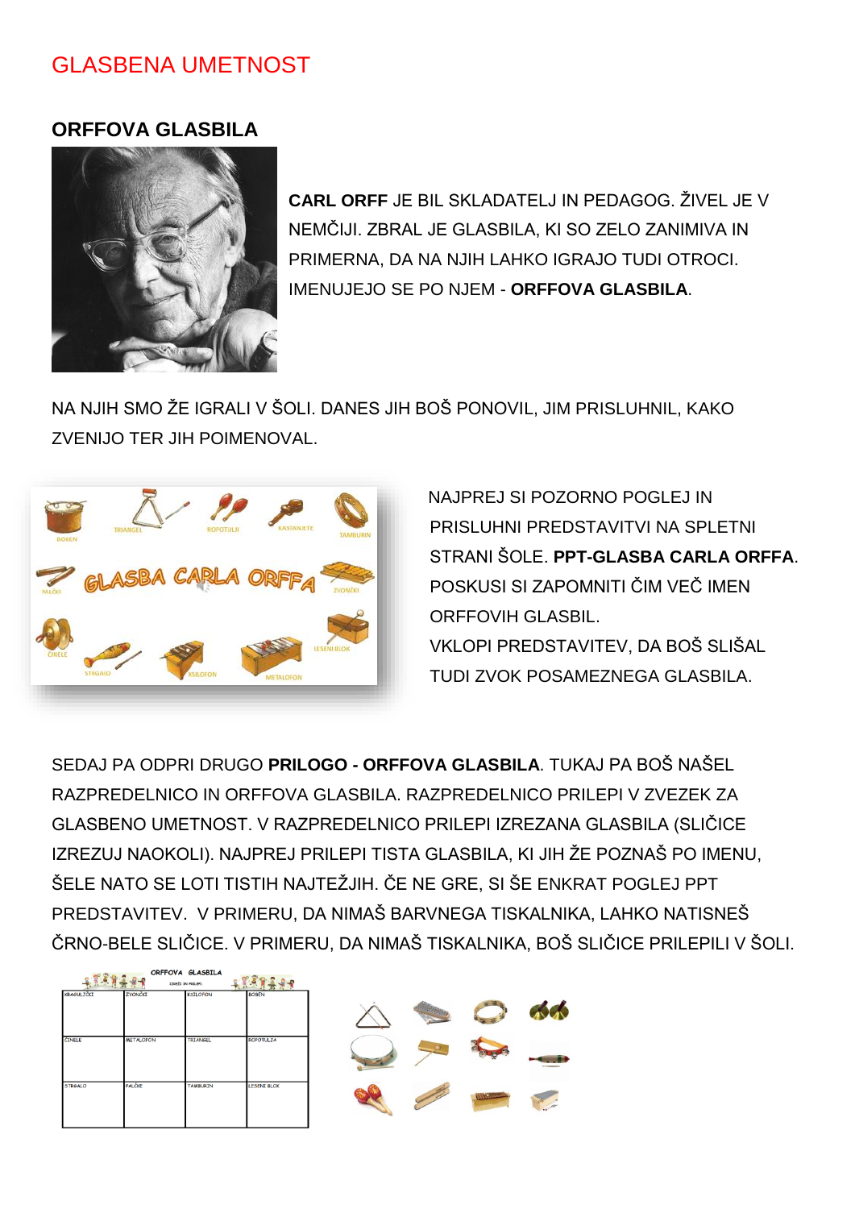# GLASBENA UMETNOST

## ORFFOVA GLASBILA

**CARL ORFF** JE BIL SKLADATELJ IN PEDAGOG. ŽIVEL JE V NEMČIJI. ZBRAL JE GLASBILA, KI SO ZELO ZANIMIVA IN PRIMERNA, DA NA NJIH LAHKO IGRAJO TUDI OTROCI. IMENUJEJO SE PO NJEM - **ORFFOVA GLASBILA**.

NA NJIH SMO ŽE IGRALI V ŠOLI. DANES JIH BOŠ PONOVIL, JIM PRISLUHNIL, KAKO ZVENIJO TER JIH POIMENOVAL.

NAJPREJ SI POZORNO POGLEJ IN PRISLUHNI PREDSTAVITVI NA SPLETNI STRANI ŠOLE. **PPT-GLASBA CARLA ORFFA**. POSKUSI SI ZAPOMNITI ČIM VEČ IMEN ORFFOVIH GLASBIL.

VKLOPI PREDSTAVITEV, DA BOŠ SLIŠAL TUDI ZVOK POSAMEZNEGA GLASBILA.

SEDAJ PA ODPRI DRUGO **PRILOGO - ORFFOVA GLASBILA**. TUKAJ PA BOŠ NAŠEL RAZPREDELNICO IN ORFFOVA GLASBILA. RAZPREDELNICO PRILEPI V ZVEZEK ZA GLASBENO UMETNOST. V RAZPREDELNICO PRILEPI IZREZANA GLASBILA (SLIČICE IZREZUJ NAOKOLI). NAJPREJ PRILEPI TISTA GLASBILA, KI JIH ŽE POZNAŠ PO IMENU, ŠELE NATO SE LOTI TISTIH NAJTEŽJIH. ČE NE GRE, SI ŠE ENKRAT POGLEJ PPT PREDSTAVITEV. V PRIMERU, DA NIMAŠ BARVNEGA TISKALNIKA, LAHKO NATISNEŠ ČRNO-BELE SLIČICE. V PRIMERU, DA NIMAŠ TISKALNIKA, BOŠ SLIČICE PRILEPILI V ŠOLI.

ORFFOVA GLASBILA

| KRAGULJČKI | ZVONČKI | KSILOFON | BOBEN |
|---|---|---|---|
| ČINELE | METALOFON | TRIANGEL | ROPOTULJA |
| STRGALO | PALČKE | TAMBURIN | LESENI BLOK |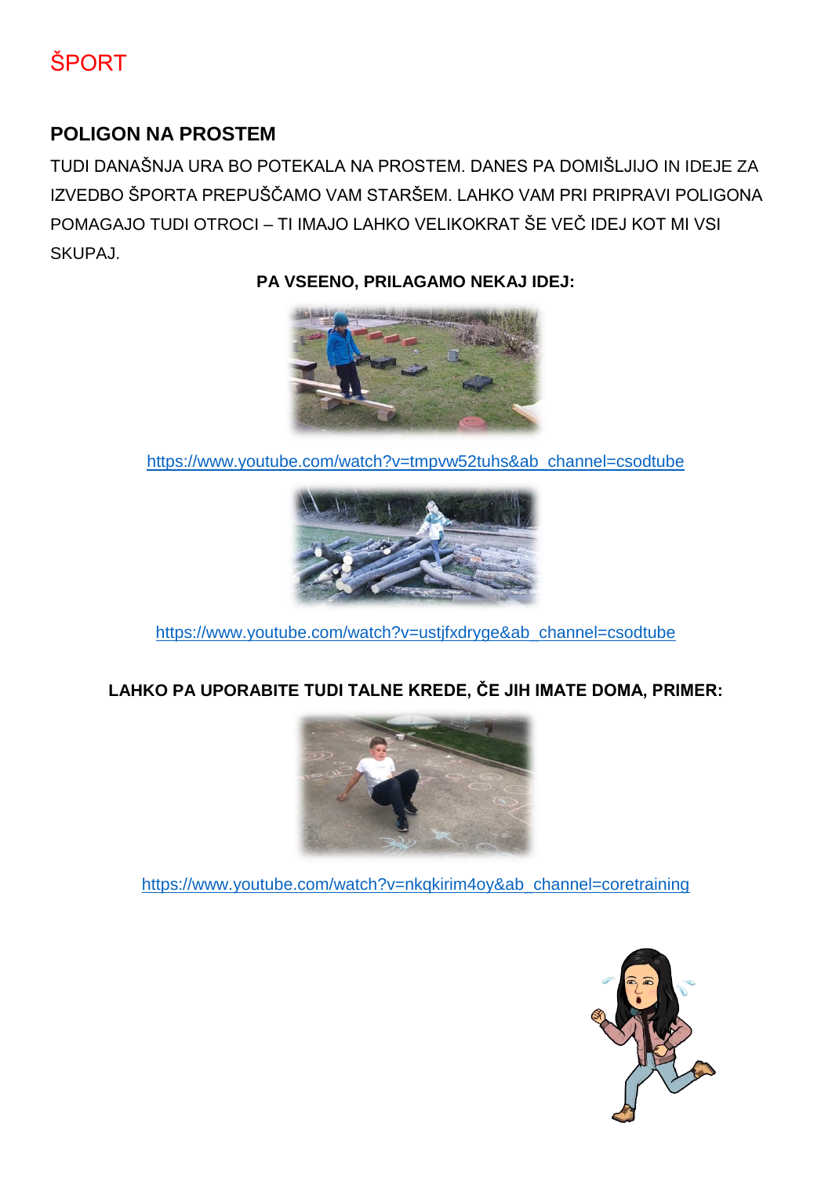# ŠPORT

## POLIGON NA PROSTEM

TUDI DANAŠNJA URA BO POTEKALA NA PROSTEM. DANES PA DOMIŠLJIJO IN IDEJE ZA IZVEDBO ŠPORTA PREPUŠČAMO VAM STARŠEM. LAHKO VAM PRI PRIPRAVI POLIGONA POMAGAJO TUDI OTROCI – TI IMAJO LAHKO VELIKOKRAT ŠE VEČ IDEJ KOT MI VSI SKUPAJ.

**PA VSEENO, PRILAGAMO NEKAJ IDEJ:**

https://www.youtube.com/watch?v=tmpvw52tuhs&ab_channel=csodtube

https://www.youtube.com/watch?v=ustjfxdryge&ab_channel=csodtube

**LAHKO PA UPORABITE TUDI TALNE KREDE, ČE JIH IMATE DOMA, PRIMER:**

https://www.youtube.com/watch?v=nkqkirim4oy&ab_channel=coretraining